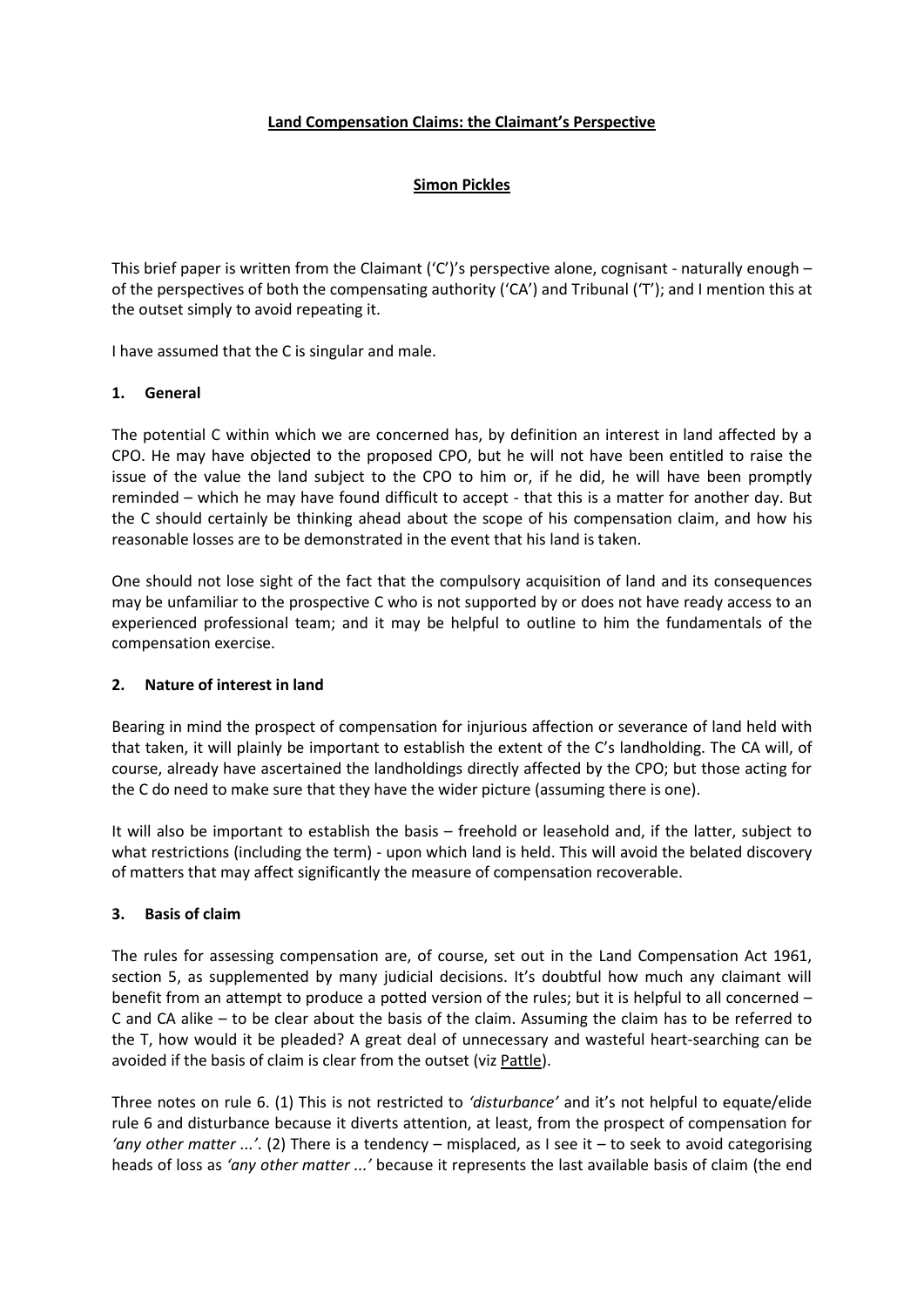**Land Compensation Claims: the Claimant's Perspective**

**Simon Pickles**

This brief paper is written from the Claimant ('C')'s perspective alone, cognisant - naturally enough – of the perspectives of both the compensating authority ('CA') and Tribunal ('T'); and I mention this at the outset simply to avoid repeating it.

I have assumed that the C is singular and male.

## 1. General

The potential C within which we are concerned has, by definition an interest in land affected by a CPO. He may have objected to the proposed CPO, but he will not have been entitled to raise the issue of the value the land subject to the CPO to him or, if he did, he will have been promptly reminded – which he may have found difficult to accept - that this is a matter for another day. But the C should certainly be thinking ahead about the scope of his compensation claim, and how his reasonable losses are to be demonstrated in the event that his land is taken.

One should not lose sight of the fact that the compulsory acquisition of land and its consequences may be unfamiliar to the prospective C who is not supported by or does not have ready access to an experienced professional team; and it may be helpful to outline to him the fundamentals of the compensation exercise.

## 2. Nature of interest in land

Bearing in mind the prospect of compensation for injurious affection or severance of land held with that taken, it will plainly be important to establish the extent of the C's landholding. The CA will, of course, already have ascertained the landholdings directly affected by the CPO; but those acting for the C do need to make sure that they have the wider picture (assuming there is one).

It will also be important to establish the basis – freehold or leasehold and, if the latter, subject to what restrictions (including the term) - upon which land is held. This will avoid the belated discovery of matters that may affect significantly the measure of compensation recoverable.

## 3. Basis of claim

The rules for assessing compensation are, of course, set out in the Land Compensation Act 1961, section 5, as supplemented by many judicial decisions. It's doubtful how much any claimant will benefit from an attempt to produce a potted version of the rules; but it is helpful to all concerned – C and CA alike – to be clear about the basis of the claim. Assuming the claim has to be referred to the T, how would it be pleaded? A great deal of unnecessary and wasteful heart-searching can be avoided if the basis of claim is clear from the outset (viz Pattle).

Three notes on rule 6. (1) This is not restricted to *'disturbance'* and it's not helpful to equate/elide rule 6 and disturbance because it diverts attention, at least, from the prospect of compensation for *'any other matter ...'*. (2) There is a tendency – misplaced, as I see it – to seek to avoid categorising heads of loss as *'any other matter ...'* because it represents the last available basis of claim (the end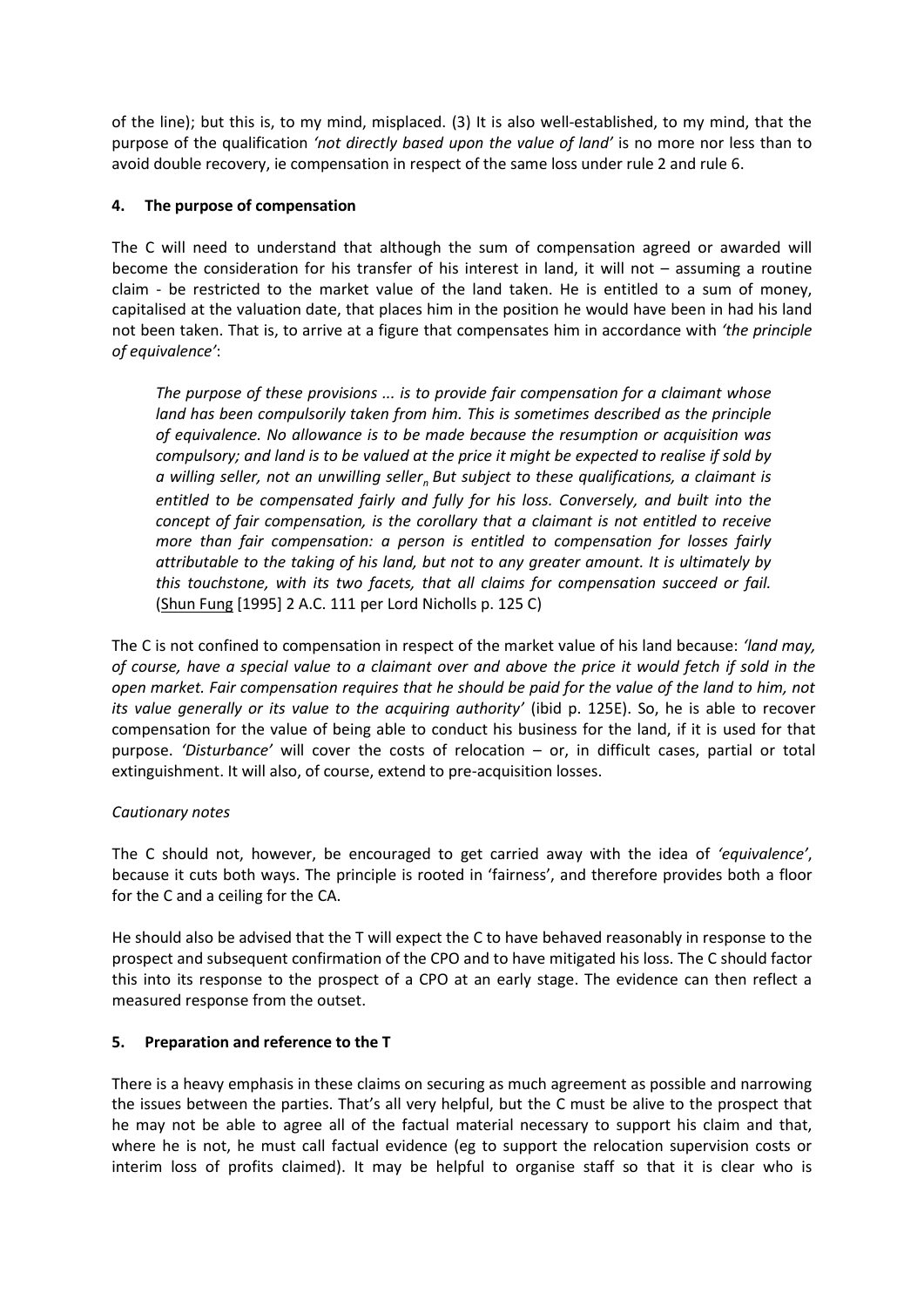of the line); but this is, to my mind, misplaced. (3) It is also well-established, to my mind, that the purpose of the qualification *'not directly based upon the value of land'* is no more nor less than to avoid double recovery, ie compensation in respect of the same loss under rule 2 and rule 6.

## 4. The purpose of compensation

The C will need to understand that although the sum of compensation agreed or awarded will become the consideration for his transfer of his interest in land, it will not – assuming a routine claim - be restricted to the market value of the land taken. He is entitled to a sum of money, capitalised at the valuation date, that places him in the position he would have been in had his land not been taken. That is, to arrive at a figure that compensates him in accordance with *'the principle of equivalence'*:

> *The purpose of these provisions ... is to provide fair compensation for a claimant whose land has been compulsorily taken from him. This is sometimes described as the principle of equivalence. No allowance is to be made because the resumption or acquisition was compulsory; and land is to be valued at the price it might be expected to realise if sold by a willing seller, not an unwilling seller. But subject to these qualifications, a claimant is entitled to be compensated fairly and fully for his loss. Conversely, and built into the concept of fair compensation, is the corollary that a claimant is not entitled to receive more than fair compensation: a person is entitled to compensation for losses fairly attributable to the taking of his land, but not to any greater amount. It is ultimately by this touchstone, with its two facets, that all claims for compensation succeed or fail.* (Shun Fung [1995] 2 A.C. 111 per Lord Nicholls p. 125 C)

The C is not confined to compensation in respect of the market value of his land because: *'land may, of course, have a special value to a claimant over and above the price it would fetch if sold in the open market. Fair compensation requires that he should be paid for the value of the land to him, not its value generally or its value to the acquiring authority'* (ibid p. 125E). So, he is able to recover compensation for the value of being able to conduct his business for the land, if it is used for that purpose. *'Disturbance'* will cover the costs of relocation – or, in difficult cases, partial or total extinguishment. It will also, of course, extend to pre-acquisition losses.

*Cautionary notes*

The C should not, however, be encouraged to get carried away with the idea of *'equivalence'*, because it cuts both ways. The principle is rooted in 'fairness', and therefore provides both a floor for the C and a ceiling for the CA.

He should also be advised that the T will expect the C to have behaved reasonably in response to the prospect and subsequent confirmation of the CPO and to have mitigated his loss. The C should factor this into its response to the prospect of a CPO at an early stage. The evidence can then reflect a measured response from the outset.

## 5. Preparation and reference to the T

There is a heavy emphasis in these claims on securing as much agreement as possible and narrowing the issues between the parties. That's all very helpful, but the C must be alive to the prospect that he may not be able to agree all of the factual material necessary to support his claim and that, where he is not, he must call factual evidence (eg to support the relocation supervision costs or interim loss of profits claimed). It may be helpful to organise staff so that it is clear who is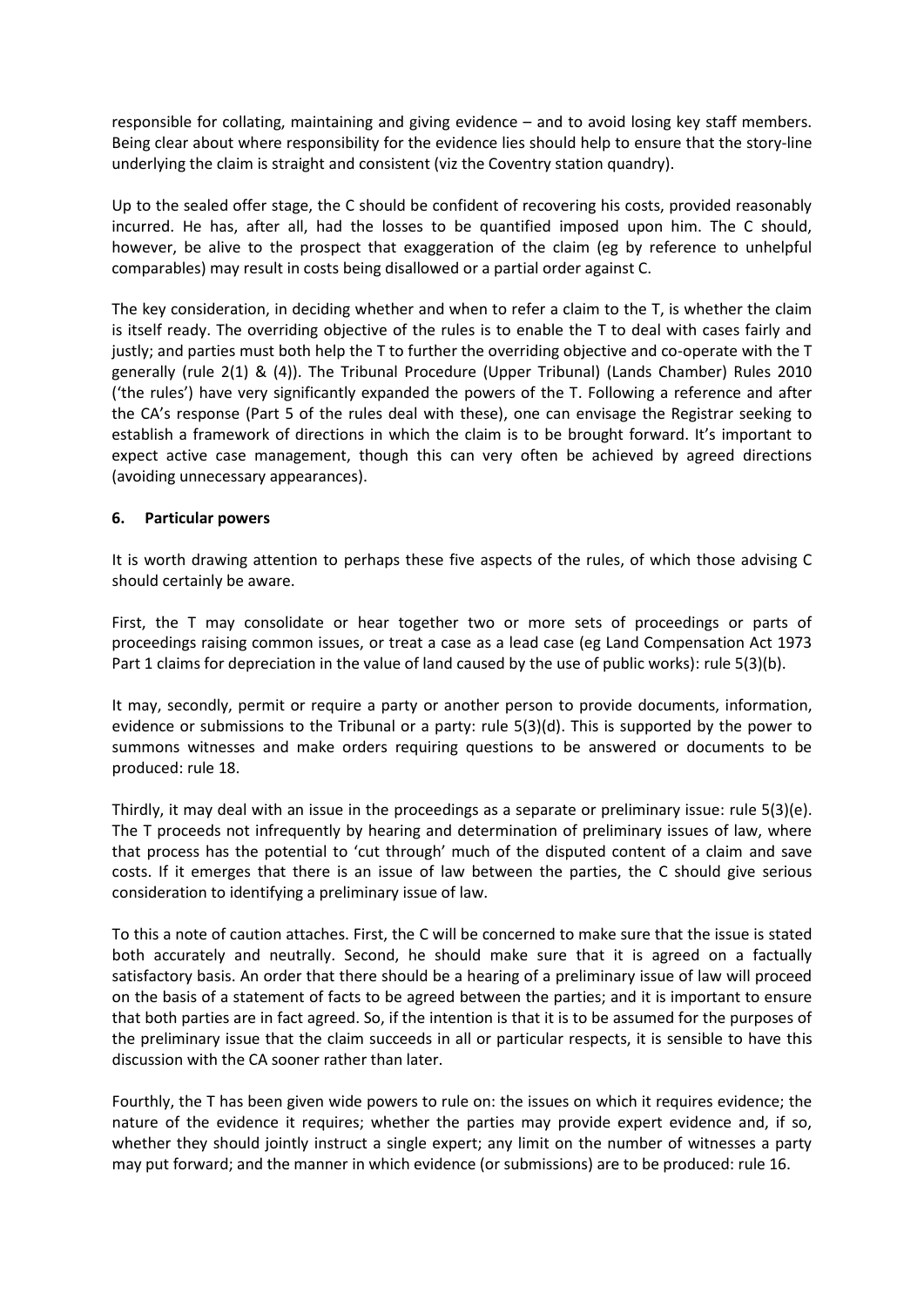responsible for collating, maintaining and giving evidence – and to avoid losing key staff members. Being clear about where responsibility for the evidence lies should help to ensure that the story-line underlying the claim is straight and consistent (viz the Coventry station quandry).

Up to the sealed offer stage, the C should be confident of recovering his costs, provided reasonably incurred. He has, after all, had the losses to be quantified imposed upon him. The C should, however, be alive to the prospect that exaggeration of the claim (eg by reference to unhelpful comparables) may result in costs being disallowed or a partial order against C.

The key consideration, in deciding whether and when to refer a claim to the T, is whether the claim is itself ready. The overriding objective of the rules is to enable the T to deal with cases fairly and justly; and parties must both help the T to further the overriding objective and co-operate with the T generally (rule 2(1) & (4)). The Tribunal Procedure (Upper Tribunal) (Lands Chamber) Rules 2010 ('the rules') have very significantly expanded the powers of the T. Following a reference and after the CA's response (Part 5 of the rules deal with these), one can envisage the Registrar seeking to establish a framework of directions in which the claim is to be brought forward. It's important to expect active case management, though this can very often be achieved by agreed directions (avoiding unnecessary appearances).

## 6. Particular powers

It is worth drawing attention to perhaps these five aspects of the rules, of which those advising C should certainly be aware.

First, the T may consolidate or hear together two or more sets of proceedings or parts of proceedings raising common issues, or treat a case as a lead case (eg Land Compensation Act 1973 Part 1 claims for depreciation in the value of land caused by the use of public works): rule 5(3)(b).

It may, secondly, permit or require a party or another person to provide documents, information, evidence or submissions to the Tribunal or a party: rule 5(3)(d). This is supported by the power to summons witnesses and make orders requiring questions to be answered or documents to be produced: rule 18.

Thirdly, it may deal with an issue in the proceedings as a separate or preliminary issue: rule 5(3)(e). The T proceeds not infrequently by hearing and determination of preliminary issues of law, where that process has the potential to 'cut through' much of the disputed content of a claim and save costs. If it emerges that there is an issue of law between the parties, the C should give serious consideration to identifying a preliminary issue of law.

To this a note of caution attaches. First, the C will be concerned to make sure that the issue is stated both accurately and neutrally. Second, he should make sure that it is agreed on a factually satisfactory basis. An order that there should be a hearing of a preliminary issue of law will proceed on the basis of a statement of facts to be agreed between the parties; and it is important to ensure that both parties are in fact agreed. So, if the intention is that it is to be assumed for the purposes of the preliminary issue that the claim succeeds in all or particular respects, it is sensible to have this discussion with the CA sooner rather than later.

Fourthly, the T has been given wide powers to rule on: the issues on which it requires evidence; the nature of the evidence it requires; whether the parties may provide expert evidence and, if so, whether they should jointly instruct a single expert; any limit on the number of witnesses a party may put forward; and the manner in which evidence (or submissions) are to be produced: rule 16.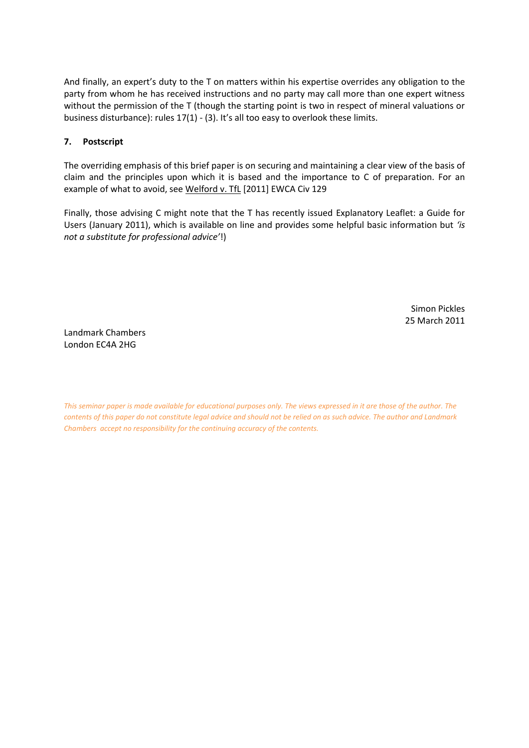And finally, an expert's duty to the T on matters within his expertise overrides any obligation to the party from whom he has received instructions and no party may call more than one expert witness without the permission of the T (though the starting point is two in respect of mineral valuations or business disturbance): rules 17(1) - (3). It's all too easy to overlook these limits.

## 7. Postscript

The overriding emphasis of this brief paper is on securing and maintaining a clear view of the basis of claim and the principles upon which it is based and the importance to C of preparation. For an example of what to avoid, see Welford v. TfL [2011] EWCA Civ 129

Finally, those advising C might note that the T has recently issued Explanatory Leaflet: a Guide for Users (January 2011), which is available on line and provides some helpful basic information but *'is not a substitute for professional advice'*!)

Simon Pickles
25 March 2011

Landmark Chambers
London EC4A 2HG

*This seminar paper is made available for educational purposes only. The views expressed in it are those of the author. The contents of this paper do not constitute legal advice and should not be relied on as such advice. The author and Landmark Chambers accept no responsibility for the continuing accuracy of the contents.*